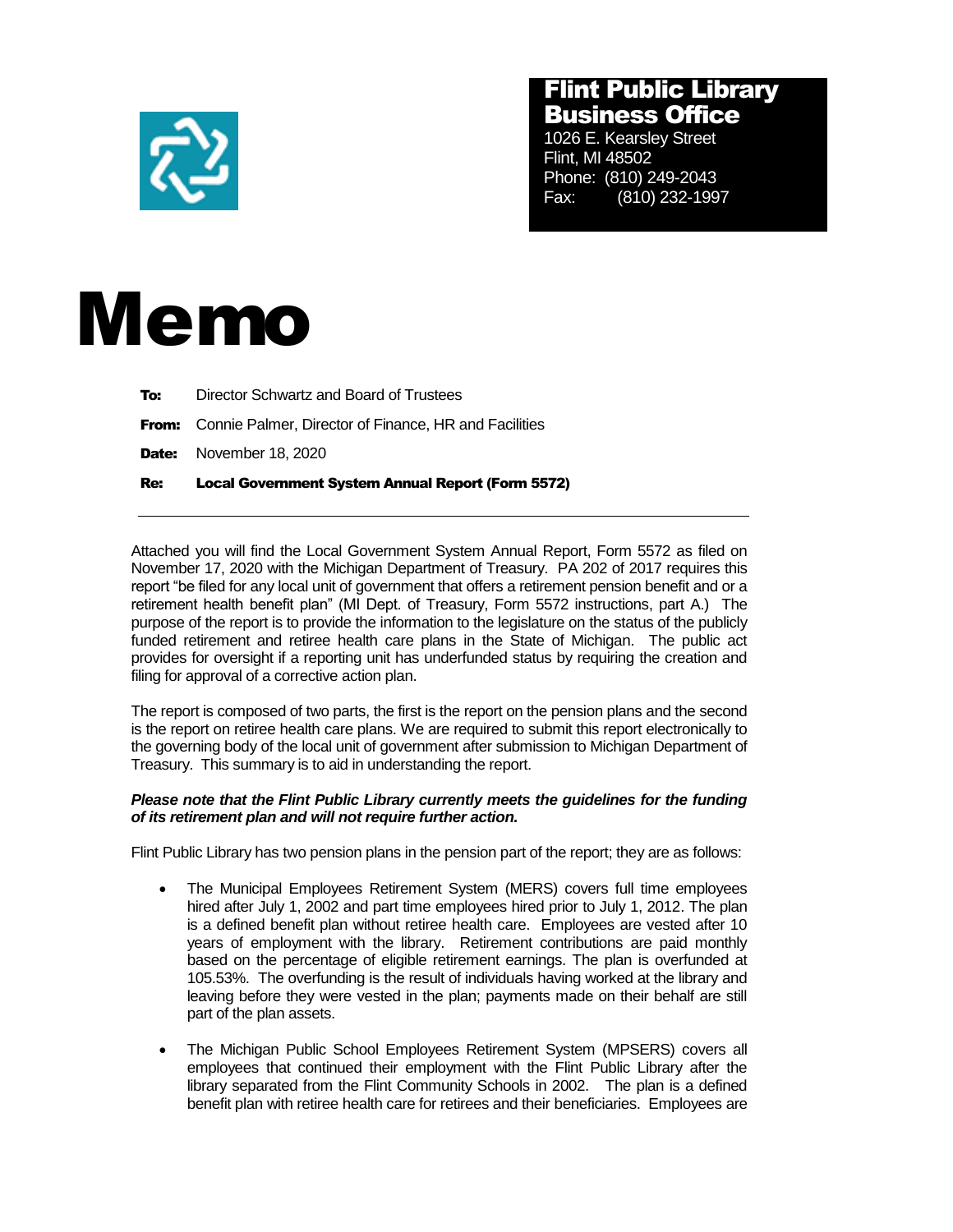**Flint Public Library**
**Business Office**
1026 E. Kearsley Street
Flint, MI 48502
Phone: (810) 249-2043
Fax: (810) 232-1997

# Memo

**To:** Director Schwartz and Board of Trustees

**From:** Connie Palmer, Director of Finance, HR and Facilities

**Date:** November 18, 2020

**Re:** **Local Government System Annual Report (Form 5572)**

---

Attached you will find the Local Government System Annual Report, Form 5572 as filed on November 17, 2020 with the Michigan Department of Treasury. PA 202 of 2017 requires this report "be filed for any local unit of government that offers a retirement pension benefit and or a retirement health benefit plan" (MI Dept. of Treasury, Form 5572 instructions, part A.) The purpose of the report is to provide the information to the legislature on the status of the publicly funded retirement and retiree health care plans in the State of Michigan. The public act provides for oversight if a reporting unit has underfunded status by requiring the creation and filing for approval of a corrective action plan.

The report is composed of two parts, the first is the report on the pension plans and the second is the report on retiree health care plans. We are required to submit this report electronically to the governing body of the local unit of government after submission to Michigan Department of Treasury. This summary is to aid in understanding the report.

***Please note that the Flint Public Library currently meets the guidelines for the funding of its retirement plan and will not require further action.***

Flint Public Library has two pension plans in the pension part of the report; they are as follows:

- The Municipal Employees Retirement System (MERS) covers full time employees hired after July 1, 2002 and part time employees hired prior to July 1, 2012. The plan is a defined benefit plan without retiree health care. Employees are vested after 10 years of employment with the library. Retirement contributions are paid monthly based on the percentage of eligible retirement earnings. The plan is overfunded at 105.53%. The overfunding is the result of individuals having worked at the library and leaving before they were vested in the plan; payments made on their behalf are still part of the plan assets.

- The Michigan Public School Employees Retirement System (MPSERS) covers all employees that continued their employment with the Flint Public Library after the library separated from the Flint Community Schools in 2002. The plan is a defined benefit plan with retiree health care for retirees and their beneficiaries. Employees are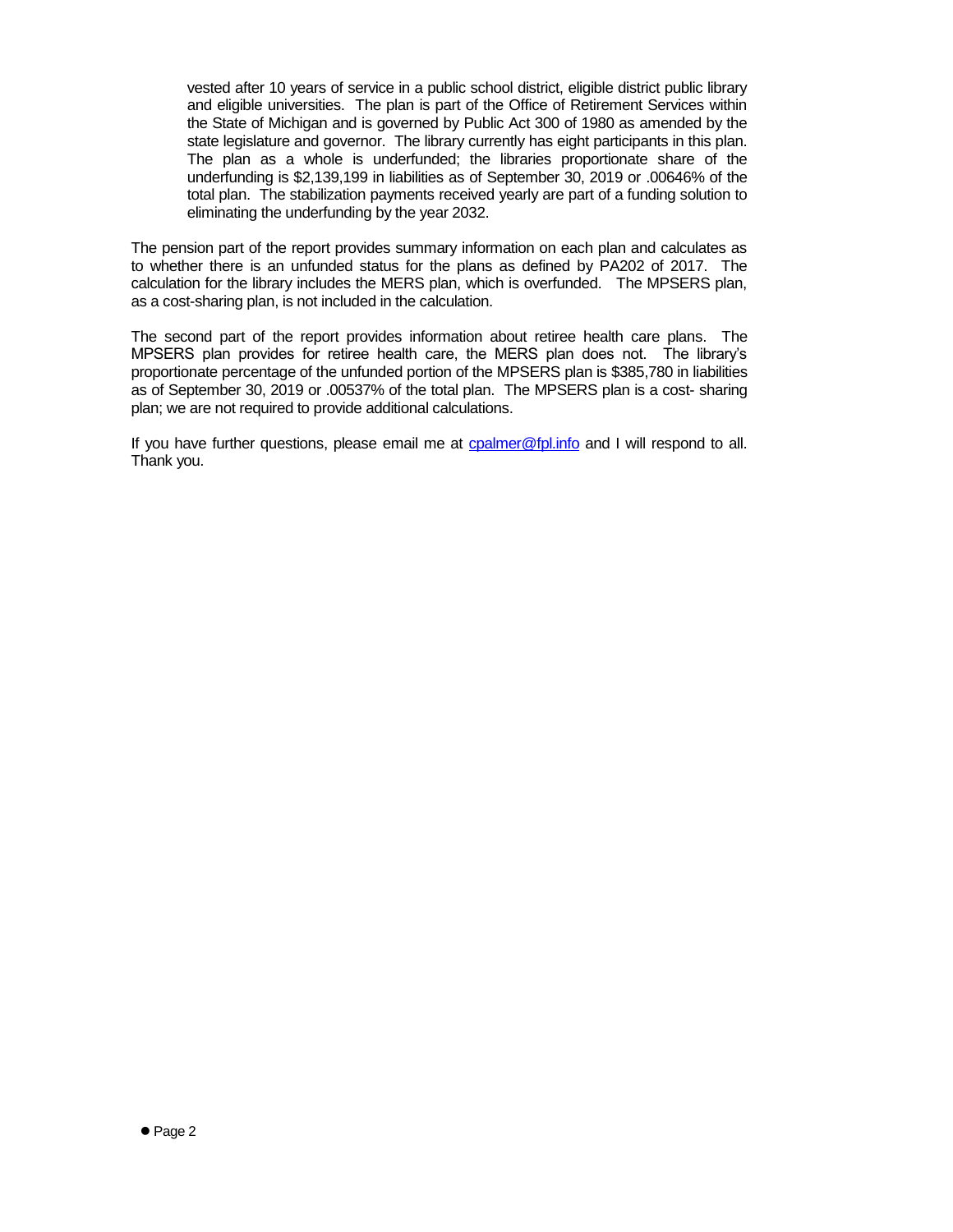vested after 10 years of service in a public school district, eligible district public library and eligible universities. The plan is part of the Office of Retirement Services within the State of Michigan and is governed by Public Act 300 of 1980 as amended by the state legislature and governor. The library currently has eight participants in this plan. The plan as a whole is underfunded; the libraries proportionate share of the underfunding is $2,139,199 in liabilities as of September 30, 2019 or .00646% of the total plan. The stabilization payments received yearly are part of a funding solution to eliminating the underfunding by the year 2032.

The pension part of the report provides summary information on each plan and calculates as to whether there is an unfunded status for the plans as defined by PA202 of 2017. The calculation for the library includes the MERS plan, which is overfunded. The MPSERS plan, as a cost-sharing plan, is not included in the calculation.

The second part of the report provides information about retiree health care plans. The MPSERS plan provides for retiree health care, the MERS plan does not. The library's proportionate percentage of the unfunded portion of the MPSERS plan is $385,780 in liabilities as of September 30, 2019 or .00537% of the total plan. The MPSERS plan is a cost- sharing plan; we are not required to provide additional calculations.

If you have further questions, please email me at cpalmer@fpl.info and I will respond to all. Thank you.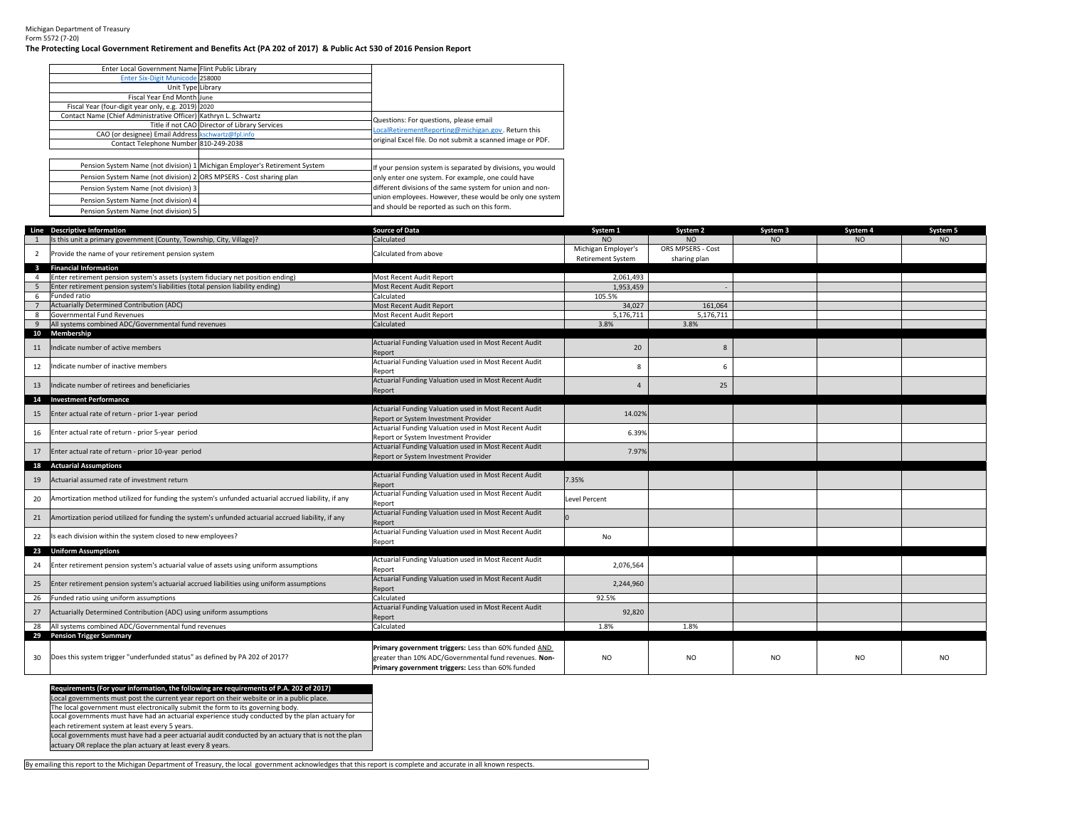Michigan Department of Treasury
Form 5572 (7-20)

**The Protecting Local Government Retirement and Benefits Act (PA 202 of 2017) & Public Act 530 of 2016 Pension Report**

| | |
|---|---|
| Enter Local Government Name | Flint Public Library |
| Enter Six-Digit Municode | 258000 |
| Unit Type | Library |
| Fiscal Year End Month | June |
| Fiscal Year (four-digit year only, e.g. 2019) | 2020 |
| Contact Name (Chief Administrative Officer) | Kathryn L. Schwartz |
| Title if not CAO | Director of Library Services |
| CAO (or designee) Email Address | kschwartz@fpl.info |
| Contact Telephone Number | 810-249-2038 |

Questions: For questions, please email LocalRetirementReporting@michigan.gov. Return this original Excel file. Do not submit a scanned image or PDF.

| | |
|---|---|
| Pension System Name (not division) 1 | Michigan Employer's Retirement System |
| Pension System Name (not division) 2 | ORS MPSERS - Cost sharing plan |
| Pension System Name (not division) 3 | |
| Pension System Name (not division) 4 | |
| Pension System Name (not division) 5 | |

If your pension system is separated by divisions, you would only enter one system. For example, one could have different divisions of the same system for union and non-union employees. However, these would be only one system and should be reported as such on this form.

| Line | Descriptive Information | Source of Data | System 1 | System 2 | System 3 | System 4 | System 5 |
|---|---|---|---|---|---|---|---|
| 1 | Is this unit a primary government (County, Township, City, Village)? | Calculated | NO | NO | NO | NO | NO |
| 2 | Provide the name of your retirement pension system | Calculated from above | Michigan Employer's Retirement System | ORS MPSERS - Cost sharing plan | | | |
| 3 | **Financial Information** | | | | | | |
| 4 | Enter retirement pension system's assets (system fiduciary net position ending) | Most Recent Audit Report | 2,061,493 | | | | |
| 5 | Enter retirement pension system's liabilities (total pension liability ending) | Most Recent Audit Report | 1,953,459 | - | | | |
| 6 | Funded ratio | Calculated | 105.5% | | | | |
| 7 | Actuarially Determined Contribution (ADC) | Most Recent Audit Report | 34,027 | 161,064 | | | |
| 8 | Governmental Fund Revenues | Most Recent Audit Report | 5,176,711 | 5,176,711 | | | |
| 9 | All systems combined ADC/Governmental fund revenues | Calculated | 3.8% | 3.8% | | | |
| 10 | **Membership** | | | | | | |
| 11 | Indicate number of active members | Actuarial Funding Valuation used in Most Recent Audit Report | 20 | 8 | | | |
| 12 | Indicate number of inactive members | Actuarial Funding Valuation used in Most Recent Audit Report | 8 | 6 | | | |
| 13 | Indicate number of retirees and beneficiaries | Actuarial Funding Valuation used in Most Recent Audit Report | 4 | 25 | | | |
| 14 | **Investment Performance** | | | | | | |
| 15 | Enter actual rate of return - prior 1-year period | Actuarial Funding Valuation used in Most Recent Audit Report or System Investment Provider | 14.02% | | | | |
| 16 | Enter actual rate of return - prior 5-year period | Actuarial Funding Valuation used in Most Recent Audit Report or System Investment Provider | 6.39% | | | | |
| 17 | Enter actual rate of return - prior 10-year period | Actuarial Funding Valuation used in Most Recent Audit Report or System Investment Provider | 7.97% | | | | |
| 18 | **Actuarial Assumptions** | | | | | | |
| 19 | Actuarial assumed rate of investment return | Actuarial Funding Valuation used in Most Recent Audit Report | 7.35% | | | | |
| 20 | Amortization method utilized for funding the system's unfunded actuarial accrued liability, if any | Actuarial Funding Valuation used in Most Recent Audit Report | Level Percent | | | | |
| 21 | Amortization period utilized for funding the system's unfunded actuarial accrued liability, if any | Actuarial Funding Valuation used in Most Recent Audit Report | 0 | | | | |
| 22 | Is each division within the system closed to new employees? | Actuarial Funding Valuation used in Most Recent Audit Report | No | | | | |
| 23 | **Uniform Assumptions** | | | | | | |
| 24 | Enter retirement pension system's actuarial value of assets using uniform assumptions | Actuarial Funding Valuation used in Most Recent Audit Report | 2,076,564 | | | | |
| 25 | Enter retirement pension system's actuarial accrued liabilities using uniform assumptions | Actuarial Funding Valuation used in Most Recent Audit Report | 2,244,960 | | | | |
| 26 | Funded ratio using uniform assumptions | Calculated | 92.5% | | | | |
| 27 | Actuarially Determined Contribution (ADC) using uniform assumptions | Actuarial Funding Valuation used in Most Recent Audit Report | 92,820 | | | | |
| 28 | All systems combined ADC/Governmental fund revenues | Calculated | 1.8% | 1.8% | | | |
| 29 | **Pension Trigger Summary** | | | | | | |
| 30 | Does this system trigger "underfunded status" as defined by PA 202 of 2017? | **Primary government triggers:** Less than 60% funded AND greater than 10% ADC/Governmental fund revenues. **Non-Primary government triggers:** Less than 60% funded | NO | NO | NO | NO | NO |

| **Requirements (For your information, the following are requirements of P.A. 202 of 2017)** |
|---|
| Local governments must post the current year report on their website or in a public place. |
| The local government must electronically submit the form to its governing body. |
| Local governments must have had an actuarial experience study conducted by the plan actuary for each retirement system at least every 5 years. |
| Local governments must have had a peer actuarial audit conducted by an actuary that is not the plan actuary OR replace the plan actuary at least every 8 years. |

By emailing this report to the Michigan Department of Treasury, the local government acknowledges that this report is complete and accurate in all known respects.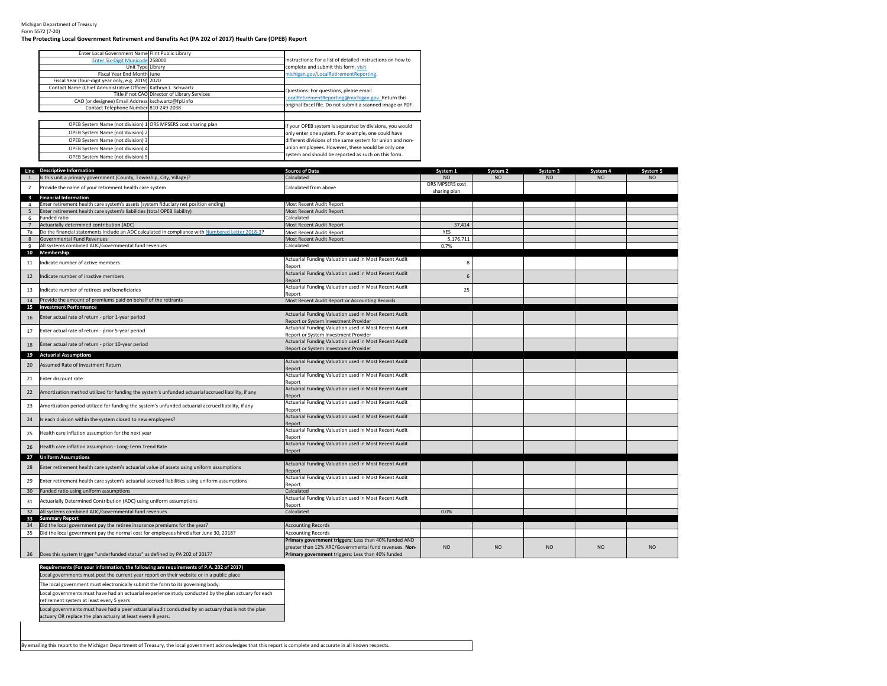Michigan Department of Treasury
Form 5572 (7-20)

**The Protecting Local Government Retirement and Benefits Act (PA 202 of 2017) Health Care (OPEB) Report**

| | |
|---|---|
| Enter Local Government Name | Flint Public Library |
| Enter Six-Digit Municode | 258000 |
| Unit Type | Library |
| Fiscal Year End Month | June |
| Fiscal Year (four-digit year only, e.g. 2019) | 2020 |
| Contact Name (Chief Administrative Officer) | Kathryn L. Schwartz |
| Title if not CAO | Director of Library Services |
| CAO (or designee) Email Address | kschwartz@fpl.info |
| Contact Telephone Number | 810-249-2038 |

Instructions: For a list of detailed instructions on how to complete and submit this form, visit michigan.gov/LocalRetirementReporting.

Questions: For questions, please email LocalRetirementReporting@michigan.gov. Return this original Excel file. Do not submit a scanned image or PDF.

| | |
|---|---|
| OPEB System Name (not division) 1 | ORS MPSERS cost sharing plan |
| OPEB System Name (not division) 2 | |
| OPEB System Name (not division) 3 | |
| OPEB System Name (not division) 4 | |
| OPEB System Name (not division) 5 | |

If your OPEB system is separated by divisions, you would only enter one system. For example, one could have different divisions of the same system for union and non-union employees. However, these would be only one system and should be reported as such on this form.

| Line | Descriptive Information | Source of Data | System 1 | System 2 | System 3 | System 4 | System 5 |
|---|---|---|---|---|---|---|---|
| 1 | Is this unit a primary government (County, Township, City, Village)? | Calculated | NO | NO | NO | NO | NO |
| 2 | Provide the name of your retirement health care system | Calculated from above | ORS MPSERS cost sharing plan | | | | |
| 3 | **Financial Information** | | | | | | |
| 4 | Enter retirement health care system's assets (system fiduciary net position ending) | Most Recent Audit Report | | | | | |
| 5 | Enter retirement health care system's liabilities (total OPEB liability) | Most Recent Audit Report | | | | | |
| 6 | Funded ratio | Calculated | | | | | |
| 7 | Actuarially determined contribution (ADC) | Most Recent Audit Report | 37,414 | | | | |
| 7a | Do the financial statements include an ADC calculated in compliance with Numbered Letter 2018-3? | Most Recent Audit Report | YES | | | | |
| 8 | Governmental Fund Revenues | Most Recent Audit Report | 5,176,711 | | | | |
| 9 | All systems combined ADC/Governmental fund revenues | Calculated | 0.7% | | | | |
| 10 | **Membership** | | | | | | |
| 11 | Indicate number of active members | Actuarial Funding Valuation used in Most Recent Audit Report | 8 | | | | |
| 12 | Indicate number of inactive members | Actuarial Funding Valuation used in Most Recent Audit Report | 6 | | | | |
| 13 | Indicate number of retirees and beneficiaries | Actuarial Funding Valuation used in Most Recent Audit Report | 25 | | | | |
| 14 | Provide the amount of premiums paid on behalf of the retirants | Most Recent Audit Report or Accounting Records | | | | | |
| 15 | **Investment Performance** | | | | | | |
| 16 | Enter actual rate of return - prior 1-year period | Actuarial Funding Valuation used in Most Recent Audit Report or System Investment Provider | | | | | |
| 17 | Enter actual rate of return - prior 5-year period | Actuarial Funding Valuation used in Most Recent Audit Report or System Investment Provider | | | | | |
| 18 | Enter actual rate of return - prior 10-year period | Actuarial Funding Valuation used in Most Recent Audit Report or System Investment Provider | | | | | |
| 19 | **Actuarial Assumptions** | | | | | | |
| 20 | Assumed Rate of Investment Return | Actuarial Funding Valuation used in Most Recent Audit Report | | | | | |
| 21 | Enter discount rate | Actuarial Funding Valuation used in Most Recent Audit Report | | | | | |
| 22 | Amortization method utilized for funding the system's unfunded actuarial accrued liability, if any | Actuarial Funding Valuation used in Most Recent Audit Report | | | | | |
| 23 | Amortization period utilized for funding the system's unfunded actuarial accrued liability, if any | Actuarial Funding Valuation used in Most Recent Audit Report | | | | | |
| 24 | Is each division within the system closed to new employees? | Actuarial Funding Valuation used in Most Recent Audit Report | | | | | |
| 25 | Health care inflation assumption for the next year | Actuarial Funding Valuation used in Most Recent Audit Report | | | | | |
| 26 | Health care inflation assumption - Long-Term Trend Rate | Actuarial Funding Valuation used in Most Recent Audit Report | | | | | |
| 27 | **Uniform Assumptions** | | | | | | |
| 28 | Enter retirement health care system's actuarial value of assets using uniform assumptions | Actuarial Funding Valuation used in Most Recent Audit Report | | | | | |
| 29 | Enter retirement health care system's actuarial accrued liabilities using uniform assumptions | Actuarial Funding Valuation used in Most Recent Audit Report | | | | | |
| 30 | Funded ratio using uniform assumptions | Calculated | | | | | |
| 31 | Actuarially Determined Contribution (ADC) using uniform assumptions | Actuarial Funding Valuation used in Most Recent Audit Report | | | | | |
| 32 | All systems combined ADC/Governmental fund revenues | Calculated | 0.0% | | | | |
| 33 | **Summary Report** | | | | | | |
| 34 | Did the local government pay the retiree insurance premiums for the year? | Accounting Records | | | | | |
| 35 | Did the local government pay the normal cost for employees hired after June 30, 2018? | Accounting Records | | | | | |
| 36 | Does this system trigger "underfunded status" as defined by PA 202 of 2017? | **Primary government triggers**: Less than 40% funded AND greater than 12% ARC/Governmental fund revenues. **Non-Primary government** triggers: Less than 40% funded | NO | NO | NO | NO | NO |

**Requirements (For your information, the following are requirements of P.A. 202 of 2017)**

Local governments must post the current year report on their website or in a public place

The local government must electronically submit the form to its governing body.

Local governments must have had an actuarial experience study conducted by the plan actuary for each retirement system at least every 5 years

Local governments must have had a peer actuarial audit conducted by an actuary that is not the plan actuary OR replace the plan actuary at least every 8 years.

By emailing this report to the Michigan Department of Treasury, the local government acknowledges that this report is complete and accurate in all known respects.